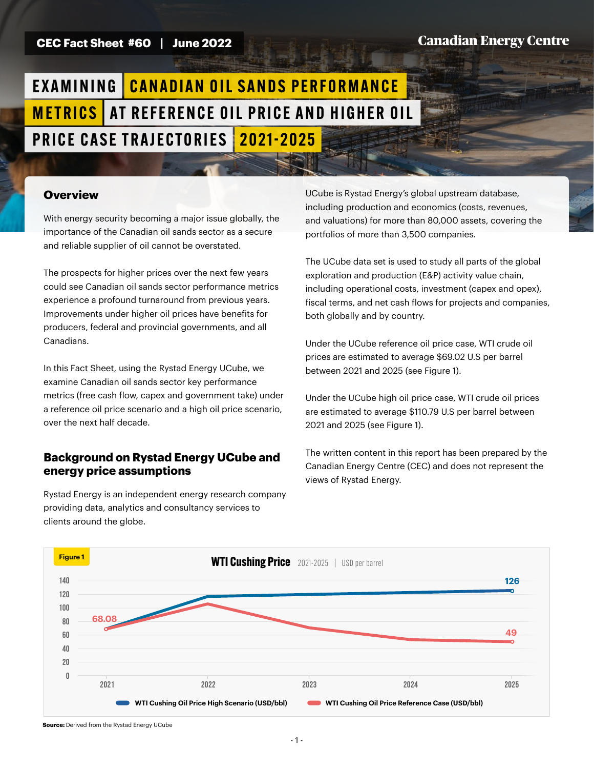CEC Fact Sheet #60 | June 2022

Canadian Energy Centre

# EXAMINING CANADIAN OIL SANDS PERFORMANCE METRICS AT REFERENCE OIL PRICE AND HIGHER OIL PRICE CASE TRAJECTORIES 2021-2025

## Overview

With energy security becoming a major issue globally, the importance of the Canadian oil sands sector as a secure and reliable supplier of oil cannot be overstated.

The prospects for higher prices over the next few years could see Canadian oil sands sector performance metrics experience a profound turnaround from previous years. Improvements under higher oil prices have benefits for producers, federal and provincial governments, and all Canadians.

In this Fact Sheet, using the Rystad Energy UCube, we examine Canadian oil sands sector key performance metrics (free cash flow, capex and government take) under a reference oil price scenario and a high oil price scenario, over the next half decade.

## Background on Rystad Energy UCube and energy price assumptions

Rystad Energy is an independent energy research company providing data, analytics and consultancy services to clients around the globe.

UCube is Rystad Energy's global upstream database, including production and economics (costs, revenues, and valuations) for more than 80,000 assets, covering the portfolios of more than 3,500 companies.

The UCube data set is used to study all parts of the global exploration and production (E&P) activity value chain, including operational costs, investment (capex and opex), fiscal terms, and net cash flows for projects and companies, both globally and by country.

Under the UCube reference oil price case, WTI crude oil prices are estimated to average $69.02 U.S per barrel between 2021 and 2025 (see Figure 1).

Under the UCube high oil price case, WTI crude oil prices are estimated to average $110.79 U.S per barrel between 2021 and 2025 (see Figure 1).

The written content in this report has been prepared by the Canadian Energy Centre (CEC) and does not represent the views of Rystad Energy.

Figure 1

WTI Cushing Price 2021-2025 | USD per barrel

| Year | WTI Cushing Oil Price High Scenario (USD/bbl) | WTI Cushing Oil Price Reference Case (USD/bbl) |
|---|---|---|
| 2021 | | 68.08 |
| 2025 | 126 | 49 |

**Source:** Derived from the Rystad Energy UCube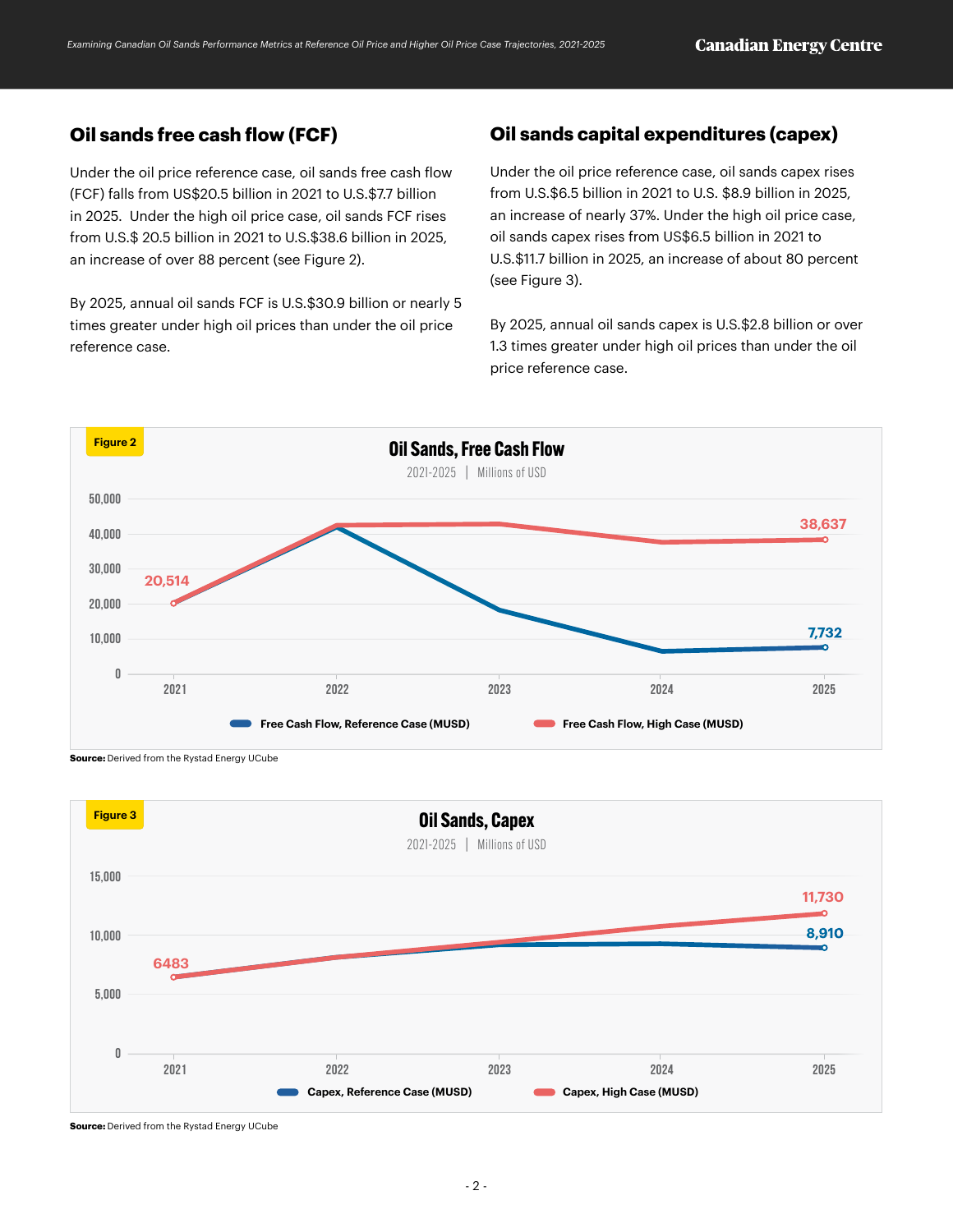## Oil sands free cash flow (FCF)

Under the oil price reference case, oil sands free cash flow (FCF) falls from US$20.5 billion in 2021 to U.S.$7.7 billion in 2025. Under the high oil price case, oil sands FCF rises from U.S.$ 20.5 billion in 2021 to U.S.$38.6 billion in 2025, an increase of over 88 percent (see Figure 2).

By 2025, annual oil sands FCF is U.S.$30.9 billion or nearly 5 times greater under high oil prices than under the oil price reference case.

## Oil sands capital expenditures (capex)

Under the oil price reference case, oil sands capex rises from U.S.$6.5 billion in 2021 to U.S. $8.9 billion in 2025, an increase of nearly 37%. Under the high oil price case, oil sands capex rises from US$6.5 billion in 2021 to U.S.$11.7 billion in 2025, an increase of about 80 percent (see Figure 3).

By 2025, annual oil sands capex is U.S.$2.8 billion or over 1.3 times greater under high oil prices than under the oil price reference case.

**Figure 2**

**Oil Sands, Free Cash Flow**

2021-2025 | Millions of USD

| Year | Free Cash Flow, Reference Case (MUSD) | Free Cash Flow, High Case (MUSD) |
|---|---|---|
| 2021 | 20,514 | 20,514 |
| 2025 | 7,732 | 38,637 |

**Source:** Derived from the Rystad Energy UCube

**Figure 3**

**Oil Sands, Capex**

2021-2025 | Millions of USD

| Year | Capex, Reference Case (MUSD) | Capex, High Case (MUSD) |
|---|---|---|
| 2021 | 6483 | 6483 |
| 2025 | 8,910 | 11,730 |

**Source:** Derived from the Rystad Energy UCube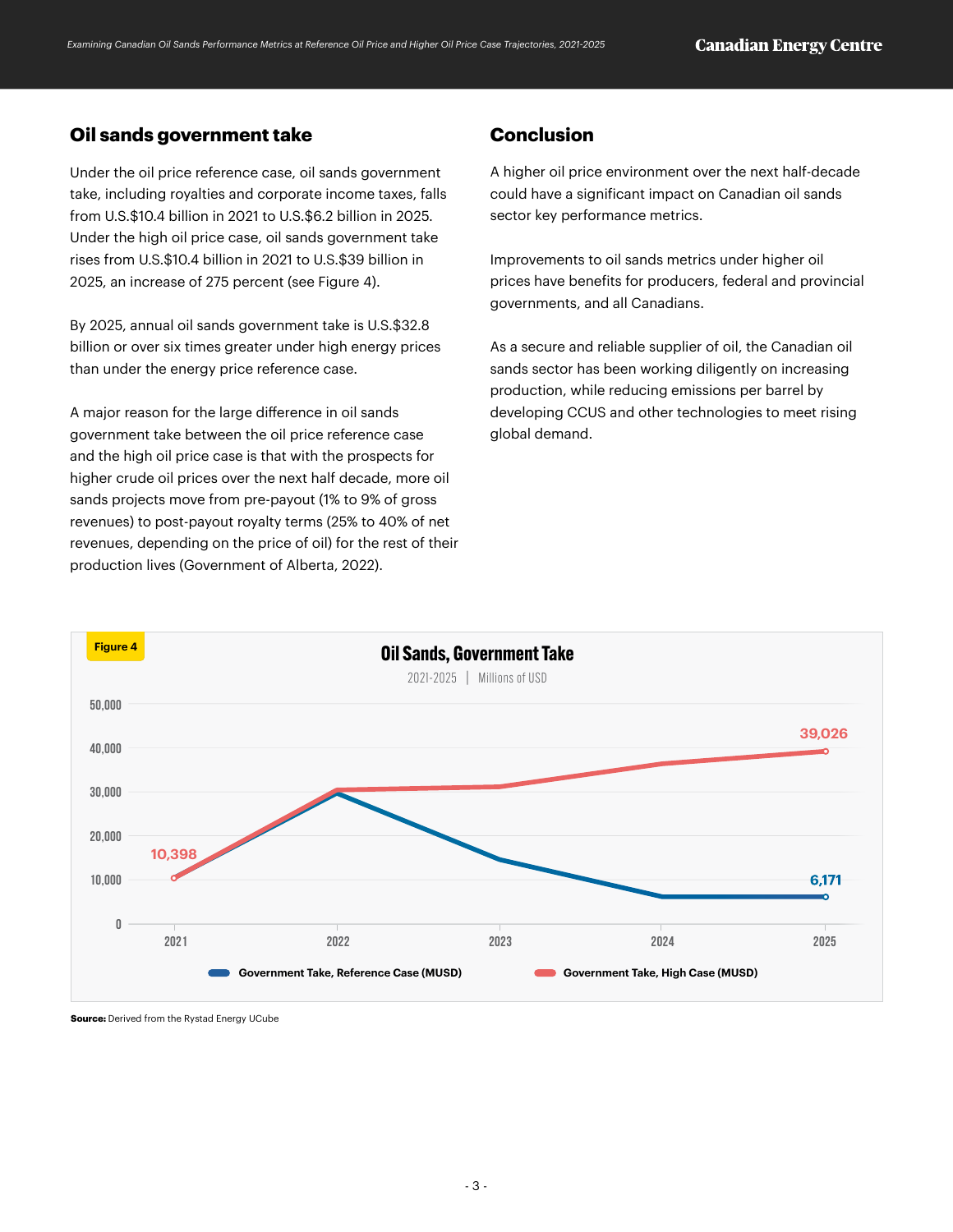## Oil sands government take

Under the oil price reference case, oil sands government take, including royalties and corporate income taxes, falls from U.S.$10.4 billion in 2021 to U.S.$6.2 billion in 2025. Under the high oil price case, oil sands government take rises from U.S.$10.4 billion in 2021 to U.S.$39 billion in 2025, an increase of 275 percent (see Figure 4).

By 2025, annual oil sands government take is U.S.$32.8 billion or over six times greater under high energy prices than under the energy price reference case.

A major reason for the large difference in oil sands government take between the oil price reference case and the high oil price case is that with the prospects for higher crude oil prices over the next half decade, more oil sands projects move from pre-payout (1% to 9% of gross revenues) to post-payout royalty terms (25% to 40% of net revenues, depending on the price of oil) for the rest of their production lives (Government of Alberta, 2022).

## Conclusion

A higher oil price environment over the next half-decade could have a significant impact on Canadian oil sands sector key performance metrics.

Improvements to oil sands metrics under higher oil prices have benefits for producers, federal and provincial governments, and all Canadians.

As a secure and reliable supplier of oil, the Canadian oil sands sector has been working diligently on increasing production, while reducing emissions per barrel by developing CCUS and other technologies to meet rising global demand.

**Figure 4**

**Oil Sands, Government Take**

2021-2025 | Millions of USD

| Year | Government Take, Reference Case (MUSD) | Government Take, High Case (MUSD) |
|---|---|---|
| 2021 | 10,398 | 10,398 |
| 2025 | 6,171 | 39,026 |

**Source:** Derived from the Rystad Energy UCube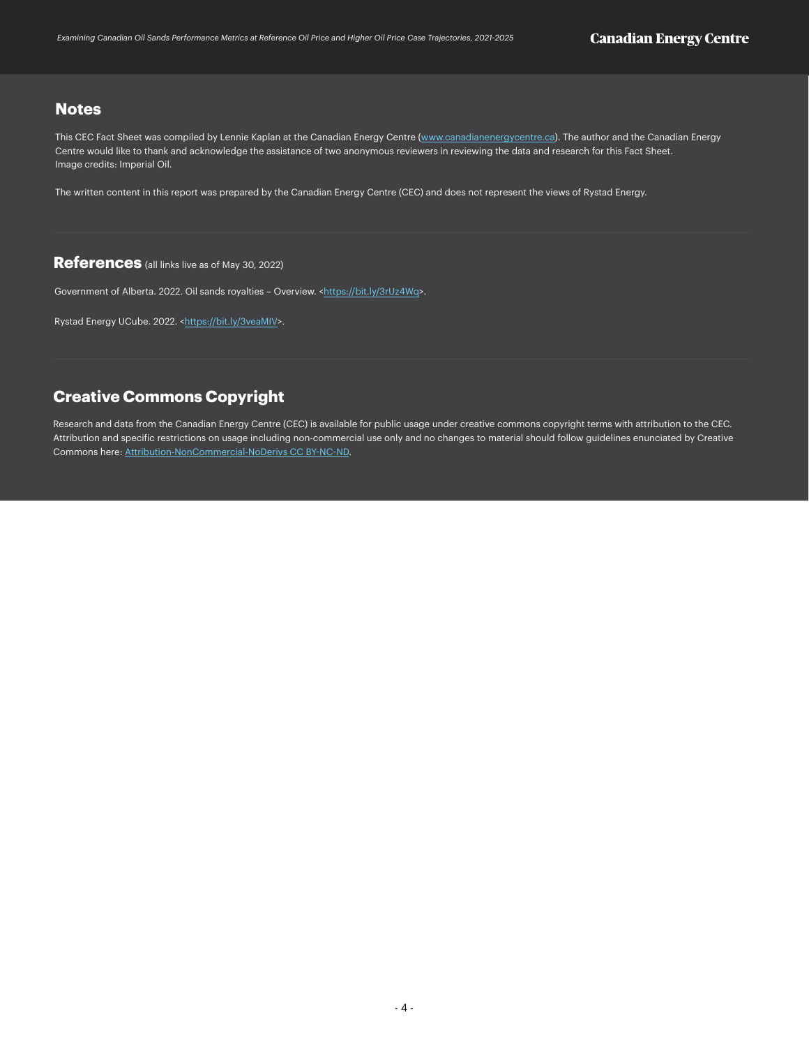## Notes

This CEC Fact Sheet was compiled by Lennie Kaplan at the Canadian Energy Centre (www.canadianenergycentre.ca). The author and the Canadian Energy Centre would like to thank and acknowledge the assistance of two anonymous reviewers in reviewing the data and research for this Fact Sheet.
Image credits: Imperial Oil.

The written content in this report was prepared by the Canadian Energy Centre (CEC) and does not represent the views of Rystad Energy.

## References (all links live as of May 30, 2022)

Government of Alberta. 2022. Oil sands royalties – Overview. <https://bit.ly/3rUz4Wq>.

Rystad Energy UCube. 2022. <https://bit.ly/3veaMIV>.

## Creative Commons Copyright

Research and data from the Canadian Energy Centre (CEC) is available for public usage under creative commons copyright terms with attribution to the CEC. Attribution and specific restrictions on usage including non-commercial use only and no changes to material should follow guidelines enunciated by Creative Commons here: Attribution-NonCommercial-NoDerivs CC BY-NC-ND.